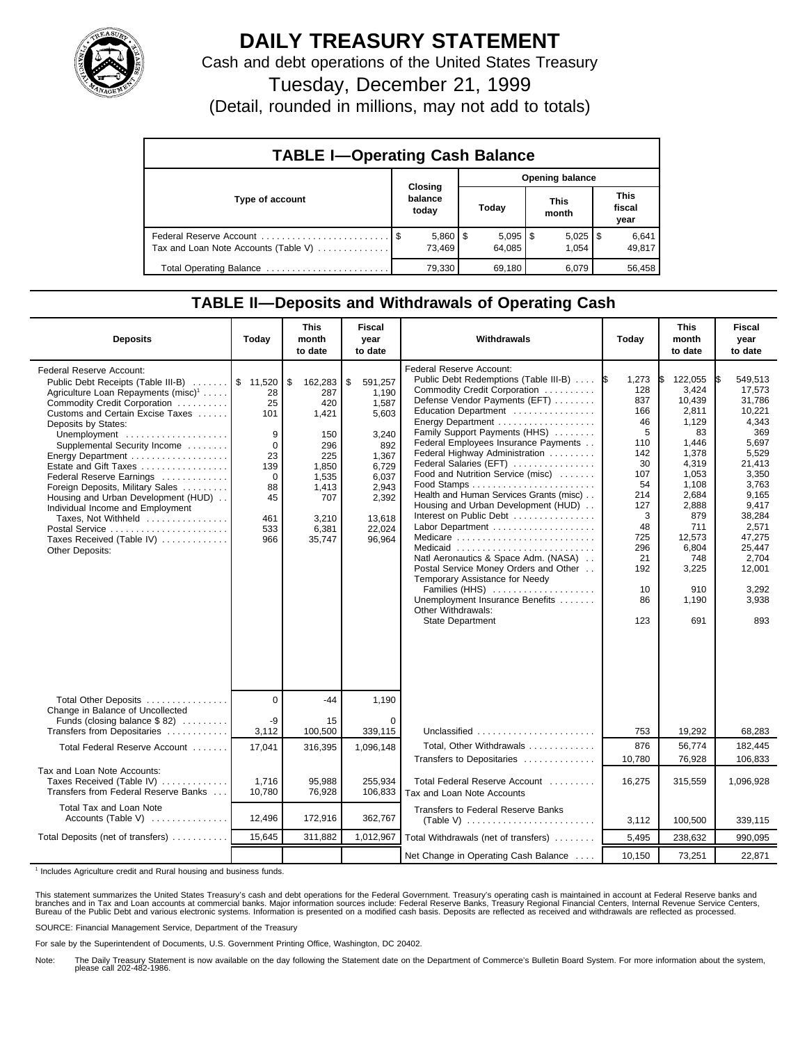# DAILY TREASURY STATEMENT

Cash and debt operations of the United States Treasury

Tuesday, December 21, 1999

(Detail, rounded in millions, may not add to totals)

## TABLE I—Operating Cash Balance

| Type of account | Closing balance today | Opening balance Today | This month | This fiscal year |
|---|---|---|---|---|
| Federal Reserve Account | $ 5,860 | $ 5,095 | $ 5,025 | $ 6,641 |
| Tax and Loan Note Accounts (Table V) | 73,469 | 64,085 | 1,054 | 49,817 |
| Total Operating Balance | 79,330 | 69,180 | 6,079 | 56,458 |

## TABLE II—Deposits and Withdrawals of Operating Cash

| Deposits | Today | This month to date | Fiscal year to date |
|---|---|---|---|
| Federal Reserve Account: | | | |
| Public Debt Receipts (Table III-B) | $ 11,520 | $ 162,283 | $ 591,257 |
| Agriculture Loan Repayments (misc)[1] | 28 | 287 | 1,190 |
| Commodity Credit Corporation | 25 | 420 | 1,587 |
| Customs and Certain Excise Taxes | 101 | 1,421 | 5,603 |
| Deposits by States: | | | |
| Unemployment | 9 | 150 | 3,240 |
| Supplemental Security Income | 0 | 296 | 892 |
| Energy Department | 23 | 225 | 1,367 |
| Estate and Gift Taxes | 139 | 1,850 | 6,729 |
| Federal Reserve Earnings | 0 | 1,535 | 6,037 |
| Foreign Deposits, Military Sales | 88 | 1,413 | 2,943 |
| Housing and Urban Development (HUD) | 45 | 707 | 2,392 |
| Individual Income and Employment Taxes, Not Withheld | 461 | 3,210 | 13,618 |
| Postal Service | 533 | 6,381 | 22,024 |
| Taxes Received (Table IV) | 966 | 35,747 | 96,964 |
| Other Deposits: | | | |
| Total Other Deposits | 0 | -44 | 1,190 |
| Change in Balance of Uncollected Funds (closing balance $ 82) | -9 | 15 | 0 |
| Transfers from Depositaries | 3,112 | 100,500 | 339,115 |
| Total Federal Reserve Account | 17,041 | 316,395 | 1,096,148 |
| Tax and Loan Note Accounts: | | | |
| Taxes Received (Table IV) | 1,716 | 95,988 | 255,934 |
| Transfers from Federal Reserve Banks | 10,780 | 76,928 | 106,833 |
| Total Tax and Loan Note Accounts (Table V) | 12,496 | 172,916 | 362,767 |
| Total Deposits (net of transfers) | 15,645 | 311,882 | 1,012,967 |

| Withdrawals | Today | This month to date | Fiscal year to date |
|---|---|---|---|
| Federal Reserve Account: | | | |
| Public Debt Redemptions (Table III-B) | $ 1,273 | $ 122,055 | $ 549,513 |
| Commodity Credit Corporation | 128 | 3,424 | 17,573 |
| Defense Vendor Payments (EFT) | 837 | 10,439 | 31,786 |
| Education Department | 166 | 2,811 | 10,221 |
| Energy Department | 46 | 1,129 | 4,343 |
| Family Support Payments (HHS) | 5 | 83 | 369 |
| Federal Employees Insurance Payments | 110 | 1,446 | 5,697 |
| Federal Highway Administration | 142 | 1,378 | 5,529 |
| Federal Salaries (EFT) | 30 | 4,319 | 21,413 |
| Food and Nutrition Service (misc) | 107 | 1,053 | 3,350 |
| Food Stamps | 54 | 1,108 | 3,763 |
| Health and Human Services Grants (misc) | 214 | 2,684 | 9,165 |
| Housing and Urban Development (HUD) | 127 | 2,888 | 9,417 |
| Interest on Public Debt | 3 | 879 | 38,284 |
| Labor Department | 48 | 711 | 2,571 |
| Medicare | 725 | 12,573 | 47,275 |
| Medicaid | 296 | 6,804 | 25,447 |
| Natl Aeronautics & Space Adm. (NASA) | 21 | 748 | 2,704 |
| Postal Service Money Orders and Other | 192 | 3,225 | 12,001 |
| Temporary Assistance for Needy Families (HHS) | 10 | 910 | 3,292 |
| Unemployment Insurance Benefits | 86 | 1,190 | 3,938 |
| Other Withdrawals: | | | |
| State Department | 123 | 691 | 893 |
| Unclassified | 753 | 19,292 | 68,283 |
| Total, Other Withdrawals | 876 | 56,774 | 182,445 |
| Transfers to Depositaries | 10,780 | 76,928 | 106,833 |
| Total Federal Reserve Account | 16,275 | 315,559 | 1,096,928 |
| Tax and Loan Note Accounts | | | |
| Transfers to Federal Reserve Banks (Table V) | 3,112 | 100,500 | 339,115 |
| Total Withdrawals (net of transfers) | 5,495 | 238,632 | 990,095 |
| Net Change in Operating Cash Balance | 10,150 | 73,251 | 22,871 |

[1] Includes Agriculture credit and Rural housing and business funds.

This statement summarizes the United States Treasury's cash and debt operations for the Federal Government. Treasury's operating cash is maintained in account at Federal Reserve banks and branches and in Tax and Loan accounts at commercial banks. Major information sources include: Federal Reserve Banks, Treasury Regional Financial Centers, Internal Revenue Service Centers, Bureau of the Public Debt and various electronic systems. Information is presented on a modified cash basis. Deposits are reflected as received and withdrawals are reflected as processed.

SOURCE: Financial Management Service, Department of the Treasury

For sale by the Superintendent of Documents, U.S. Government Printing Office, Washington, DC 20402.

Note: The Daily Treasury Statement is now available on the day following the Statement date on the Department of Commerce's Bulletin Board System. For more information about the system, please call 202-482-1986.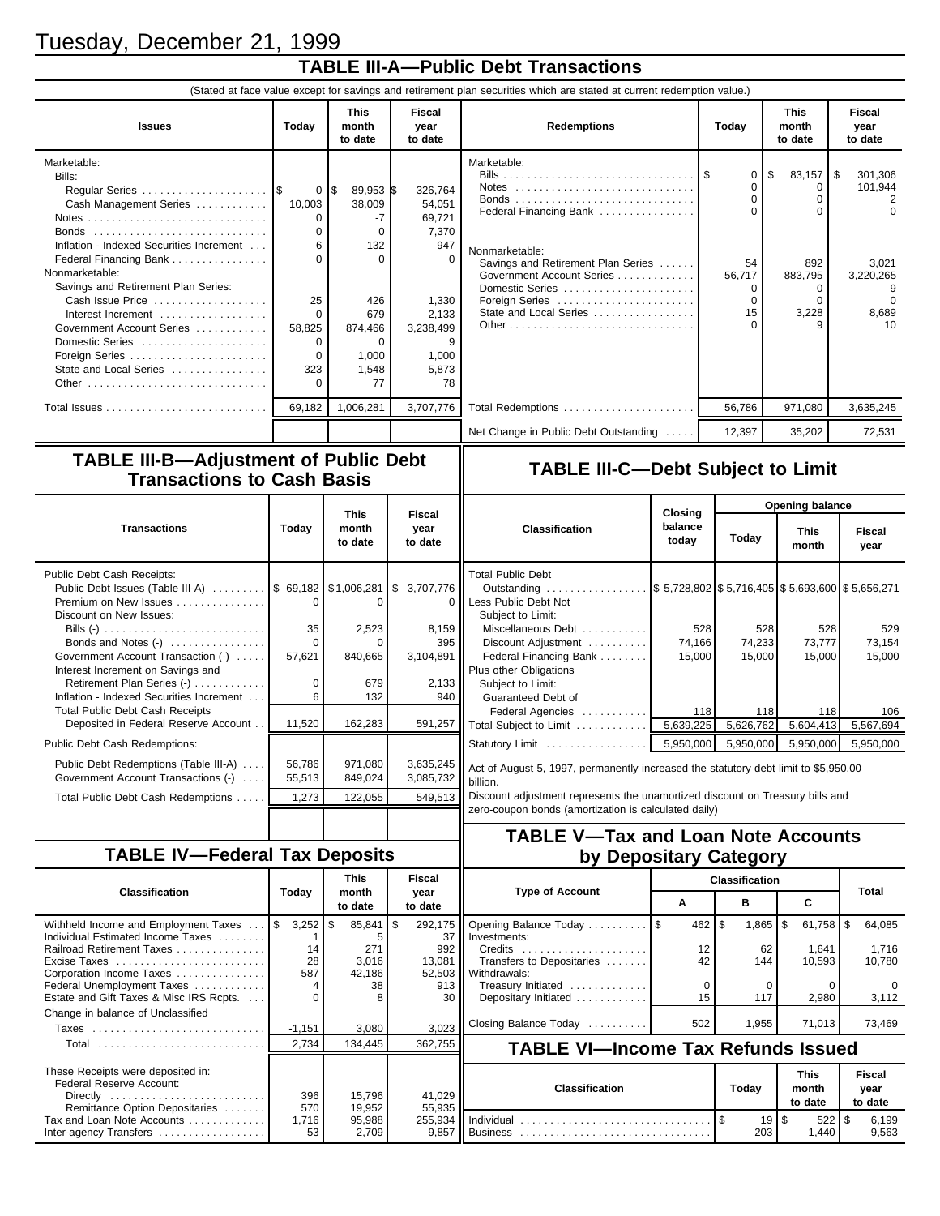Tuesday, December 21, 1999

## TABLE III-A—Public Debt Transactions

(Stated at face value except for savings and retirement plan securities which are stated at current redemption value.)

| Issues | Today | This month to date | Fiscal year to date |
|---|---|---|---|
| Marketable: | | | |
| Bills: | | | |
| Regular Series | $ 0 | $ 89,953 | $ 326,764 |
| Cash Management Series | 10,003 | 38,009 | 54,051 |
| Notes | 0 | -7 | 69,721 |
| Bonds | 0 | 0 | 7,370 |
| Inflation - Indexed Securities Increment | 6 | 132 | 947 |
| Federal Financing Bank | 0 | 0 | 0 |
| Nonmarketable: | | | |
| Savings and Retirement Plan Series: | | | |
| Cash Issue Price | 25 | 426 | 1,330 |
| Interest Increment | 0 | 679 | 2,133 |
| Government Account Series | 58,825 | 874,466 | 3,238,499 |
| Domestic Series | 0 | 0 | 9 |
| Foreign Series | 0 | 1,000 | 1,000 |
| State and Local Series | 323 | 1,548 | 5,873 |
| Other | 0 | 77 | 78 |
| Total Issues | 69,182 | 1,006,281 | 3,707,776 |

| Redemptions | Today | This month to date | Fiscal year to date |
|---|---|---|---|
| Marketable: | | | |
| Bills | $ 0 | $ 83,157 | $ 301,306 |
| Notes | 0 | 0 | 101,944 |
| Bonds | 0 | 0 | 2 |
| Federal Financing Bank | 0 | 0 | 0 |
| Nonmarketable: | | | |
| Savings and Retirement Plan Series | 54 | 892 | 3,021 |
| Government Account Series | 56,717 | 883,795 | 3,220,265 |
| Domestic Series | 0 | 0 | 9 |
| Foreign Series | 0 | 0 | 0 |
| State and Local Series | 15 | 3,228 | 8,689 |
| Other | 0 | 9 | 10 |
| Total Redemptions | 56,786 | 971,080 | 3,635,245 |
| Net Change in Public Debt Outstanding | 12,397 | 35,202 | 72,531 |

## TABLE III-B—Adjustment of Public Debt Transactions to Cash Basis

| Transactions | Today | This month to date | Fiscal year to date |
|---|---|---|---|
| Public Debt Cash Receipts: | | | |
| Public Debt Issues (Table III-A) | $ 69,182 | $1,006,281 | $ 3,707,776 |
| Premium on New Issues | 0 | 0 | 0 |
| Discount on New Issues: | | | |
| Bills (-) | 35 | 2,523 | 8,159 |
| Bonds and Notes (-) | 0 | 0 | 395 |
| Government Account Transaction (-) | 57,621 | 840,665 | 3,104,891 |
| Interest Increment on Savings and Retirement Plan Series (-) | 0 | 679 | 2,133 |
| Inflation - Indexed Securities Increment | 6 | 132 | 940 |
| Total Public Debt Cash Receipts Deposited in Federal Reserve Account | 11,520 | 162,283 | 591,257 |
| Public Debt Cash Redemptions: | | | |
| Public Debt Redemptions (Table III-A) | 56,786 | 971,080 | 3,635,245 |
| Government Account Transactions (-) | 55,513 | 849,024 | 3,085,732 |
| Total Public Debt Cash Redemptions | 1,273 | 122,055 | 549,513 |

## TABLE III-C—Debt Subject to Limit

| Classification | Closing balance today | Opening balance | | |
|---|---|---|---|---|
| | | Today | This month | Fiscal year |
| Total Public Debt Outstanding | $ 5,728,802 | $ 5,716,405 | $ 5,693,600 | $ 5,656,271 |
| Less Public Debt Not Subject to Limit: | | | | |
| Miscellaneous Debt | 528 | 528 | 528 | 529 |
| Discount Adjustment | 74,166 | 74,233 | 73,777 | 73,154 |
| Federal Financing Bank | 15,000 | 15,000 | 15,000 | 15,000 |
| Plus other Obligations Subject to Limit: | | | | |
| Guaranteed Debt of Federal Agencies | 118 | 118 | 118 | 106 |
| Total Subject to Limit | 5,639,225 | 5,626,762 | 5,604,413 | 5,567,694 |
| Statutory Limit | 5,950,000 | 5,950,000 | 5,950,000 | 5,950,000 |

Act of August 5, 1997, permanently increased the statutory debt limit to $5,950.00 billion.

Discount adjustment represents the unamortized discount on Treasury bills and zero-coupon bonds (amortization is calculated daily)

## TABLE IV—Federal Tax Deposits

| Classification | Today | This month to date | Fiscal year to date |
|---|---|---|---|
| Withheld Income and Employment Taxes | $ 3,252 | $ 85,841 | $ 292,175 |
| Individual Estimated Income Taxes | 1 | 5 | 37 |
| Railroad Retirement Taxes | 14 | 271 | 992 |
| Excise Taxes | 28 | 3,016 | 13,081 |
| Corporation Income Taxes | 587 | 42,186 | 52,503 |
| Federal Unemployment Taxes | 4 | 38 | 913 |
| Estate and Gift Taxes & Misc IRS Rcpts. | 0 | 8 | 30 |
| Change in balance of Unclassified Taxes | -1,151 | 3,080 | 3,023 |
| Total | 2,734 | 134,445 | 362,755 |
| These Receipts were deposited in: | | | |
| Federal Reserve Account: | | | |
| Directly | 396 | 15,796 | 41,029 |
| Remittance Option Depositaries | 570 | 19,952 | 55,935 |
| Tax and Loan Note Accounts | 1,716 | 95,988 | 255,934 |
| Inter-agency Transfers | 53 | 2,709 | 9,857 |

## TABLE V—Tax and Loan Note Accounts by Depositary Category

| Type of Account | Classification | | | Total |
|---|---|---|---|---|
| | A | B | C | |
| Opening Balance Today | $ 462 | $ 1,865 | $ 61,758 | $ 64,085 |
| Investments: | | | | |
| Credits | 12 | 62 | 1,641 | 1,716 |
| Transfers to Depositaries | 42 | 144 | 10,593 | 10,780 |
| Withdrawals: | | | | |
| Treasury Initiated | 0 | 0 | 0 | 0 |
| Depositary Initiated | 15 | 117 | 2,980 | 3,112 |
| Closing Balance Today | 502 | 1,955 | 71,013 | 73,469 |

## TABLE VI—Income Tax Refunds Issued

| Classification | Today | This month to date | Fiscal year to date |
|---|---|---|---|
| Individual | $ 19 | $ 522 | $ 6,199 |
| Business | 203 | 1,440 | 9,563 |